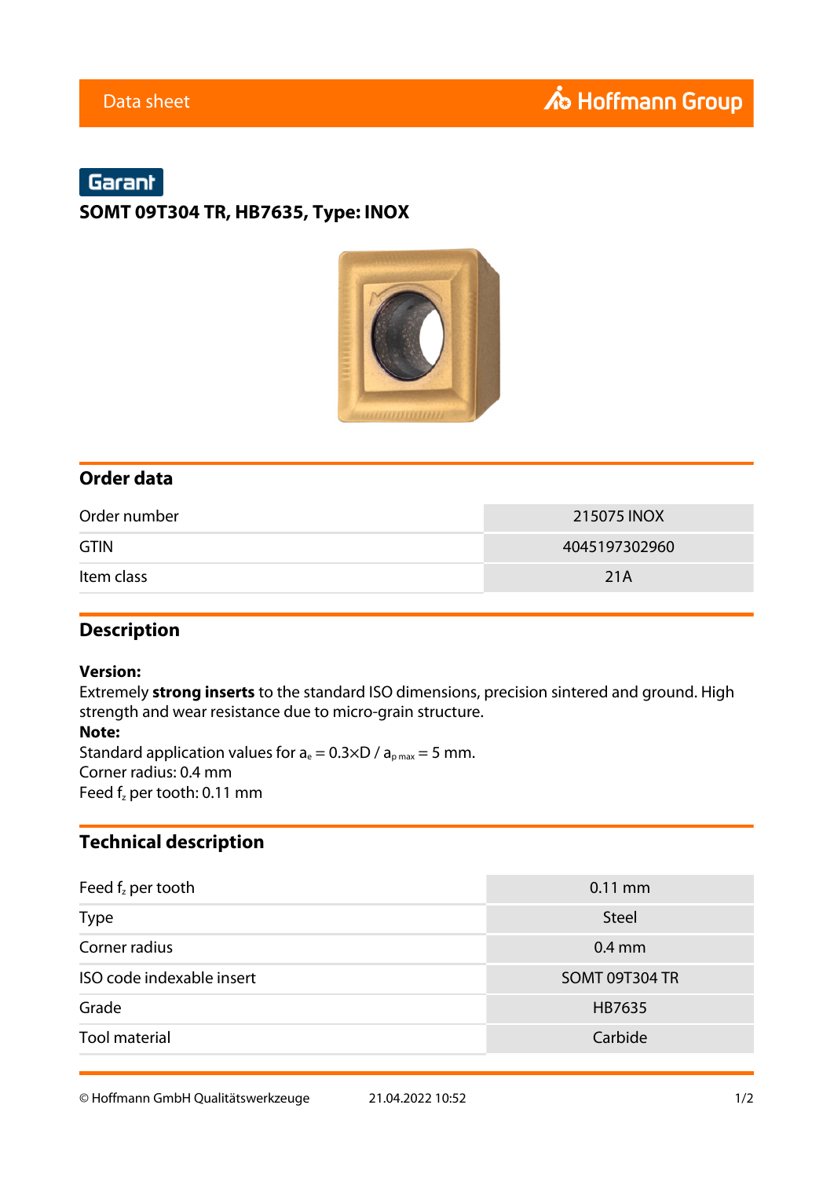Data sheet

Garant

# SOMT 09T304 TR, HB7635, Type: INOX

## Order data

| | |
|---|---|
| Order number | 215075 INOX |
| GTIN | 4045197302960 |
| Item class | 21A |

## Description

**Version:**
Extremely **strong inserts** to the standard ISO dimensions, precision sintered and ground. High strength and wear resistance due to micro-grain structure.
**Note:**
Standard application values for $a_e = 0.3 \times D$ / $a_{p\,max} = 5$ mm.
Corner radius: 0.4 mm
Feed $f_z$ per tooth: 0.11 mm

## Technical description

| | |
|---|---|
| Feed $f_z$ per tooth | 0.11 mm |
| Type | Steel |
| Corner radius | 0.4 mm |
| ISO code indexable insert | SOMT 09T304 TR |
| Grade | HB7635 |
| Tool material | Carbide |

© Hoffmann GmbH Qualitätswerkzeuge 21.04.2022 10:52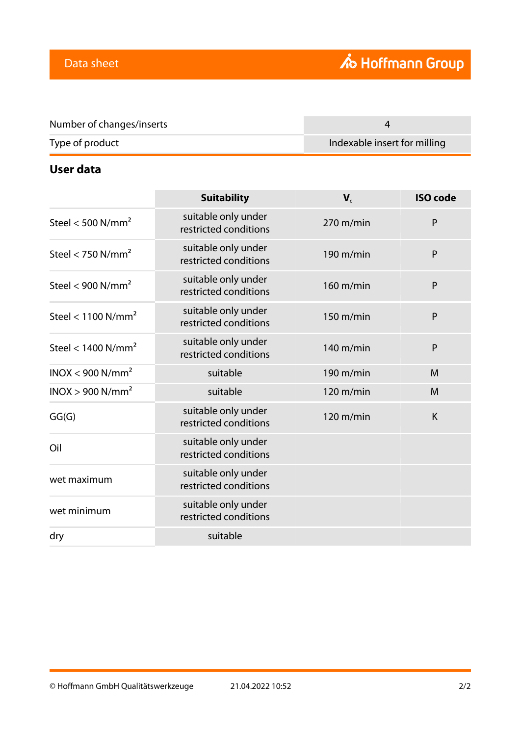| | |
|---|---|
| Number of changes/inserts | 4 |
| Type of product | Indexable insert for milling |

## User data

| | Suitability | $V_c$ | ISO code |
|---|---|---|---|
| Steel < 500 N/mm² | suitable only under restricted conditions | 270 m/min | P |
| Steel < 750 N/mm² | suitable only under restricted conditions | 190 m/min | P |
| Steel < 900 N/mm² | suitable only under restricted conditions | 160 m/min | P |
| Steel < 1100 N/mm² | suitable only under restricted conditions | 150 m/min | P |
| Steel < 1400 N/mm² | suitable only under restricted conditions | 140 m/min | P |
| INOX < 900 N/mm² | suitable | 190 m/min | M |
| INOX > 900 N/mm² | suitable | 120 m/min | M |
| GG(G) | suitable only under restricted conditions | 120 m/min | K |
| Oil | suitable only under restricted conditions | | |
| wet maximum | suitable only under restricted conditions | | |
| wet minimum | suitable only under restricted conditions | | |
| dry | suitable | | |

© Hoffmann GmbH Qualitätswerkzeuge 21.04.2022 10:52